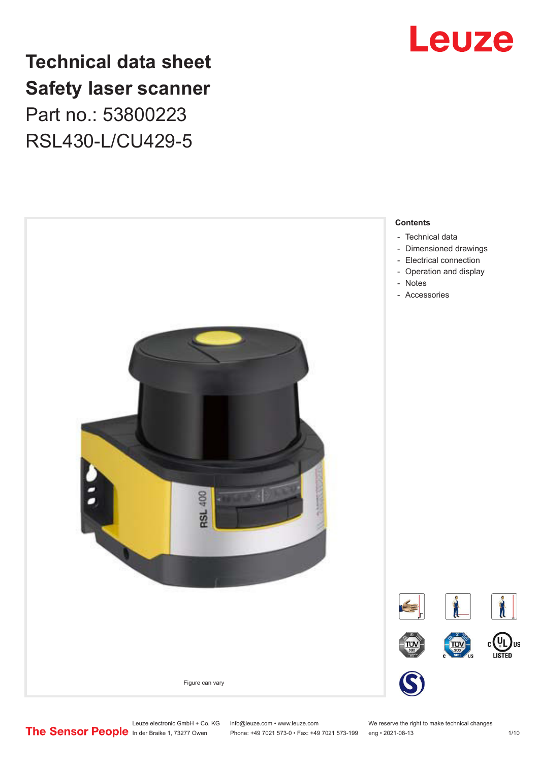# Technical data sheet
# Safety laser scanner

Part no.: 53800223

RSL430-L/CU429-5

Figure can vary

**Contents**

- Technical data
- Dimensioned drawings
- Electrical connection
- Operation and display
- Notes
- Accessories

Leuze electronic GmbH + Co. KG
In der Braike 1, 73277 Owen

info@leuze.com • www.leuze.com
Phone: +49 7021 573-0 • Fax: +49 7021 573-199

We reserve the right to make technical changes
eng • 2021-08-13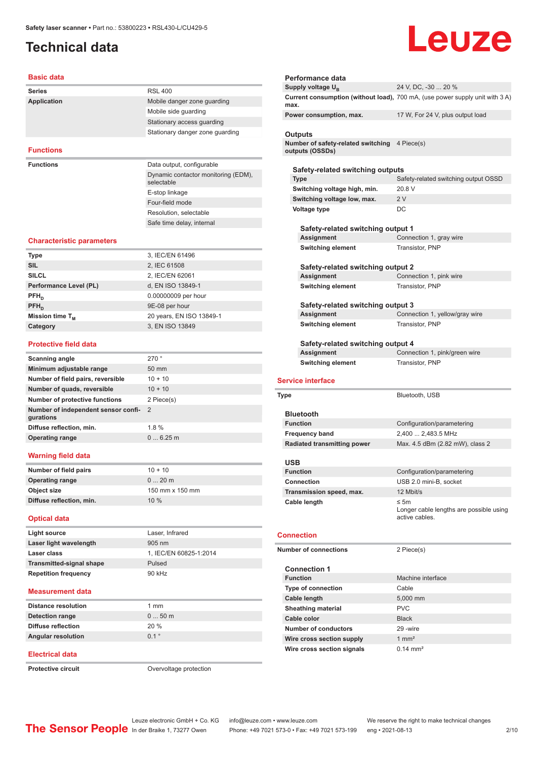Safety laser scanner • Part no.: 53800223 • RSL430-L/CU429-5

# Technical data

## Basic data

| | |
|---|---|
| **Series** | RSL 400 |
| **Application** | Mobile danger zone guarding |
| | Mobile side guarding |
| | Stationary access guarding |
| | Stationary danger zone guarding |

## Functions

| | |
|---|---|
| **Functions** | Data output, configurable |
| | Dynamic contactor monitoring (EDM), selectable |
| | E-stop linkage |
| | Four-field mode |
| | Resolution, selectable |
| | Safe time delay, internal |

## Characteristic parameters

| | |
|---|---|
| **Type** | 3, IEC/EN 61496 |
| **SIL** | 2, IEC 61508 |
| **SILCL** | 2, IEC/EN 62061 |
| **Performance Level (PL)** | d, EN ISO 13849-1 |
| **$PFH_D$** | 0.00000009 per hour |
| **$PFH_D$** | 9E-08 per hour |
| **Mission time $T_M$** | 20 years, EN ISO 13849-1 |
| **Category** | 3, EN ISO 13849 |

## Protective field data

| | |
|---|---|
| **Scanning angle** | 270 ° |
| **Minimum adjustable range** | 50 mm |
| **Number of field pairs, reversible** | 10 + 10 |
| **Number of quads, reversible** | 10 + 10 |
| **Number of protective functions** | 2 Piece(s) |
| **Number of independent sensor configurations** | 2 |
| **Diffuse reflection, min.** | 1.8 % |
| **Operating range** | 0 ... 6.25 m |

## Warning field data

| | |
|---|---|
| **Number of field pairs** | 10 + 10 |
| **Operating range** | 0 ... 20 m |
| **Object size** | 150 mm x 150 mm |
| **Diffuse reflection, min.** | 10 % |

## Optical data

| | |
|---|---|
| **Light source** | Laser, Infrared |
| **Laser light wavelength** | 905 nm |
| **Laser class** | 1, IEC/EN 60825-1:2014 |
| **Transmitted-signal shape** | Pulsed |
| **Repetition frequency** | 90 kHz |

## Measurement data

| | |
|---|---|
| **Distance resolution** | 1 mm |
| **Detection range** | 0 ... 50 m |
| **Diffuse reflection** | 20 % |
| **Angular resolution** | 0.1 ° |

## Electrical data

| | |
|---|---|
| **Protective circuit** | Overvoltage protection |

### Performance data

| | |
|---|---|
| **Supply voltage $U_B$** | 24 V, DC, -30 ... 20 % |
| **Current consumption (without load), max.** | 700 mA, (use power supply unit with 3 A) |
| **Power consumption, max.** | 17 W, For 24 V, plus output load |

### Outputs

| | |
|---|---|
| **Number of safety-related switching outputs (OSSDs)** | 4 Piece(s) |

#### Safety-related switching outputs

| | |
|---|---|
| **Type** | Safety-related switching output OSSD |
| **Switching voltage high, min.** | 20.8 V |
| **Switching voltage low, max.** | 2 V |
| **Voltage type** | DC |

##### Safety-related switching output 1

| | |
|---|---|
| **Assignment** | Connection 1, gray wire |
| **Switching element** | Transistor, PNP |

##### Safety-related switching output 2

| | |
|---|---|
| **Assignment** | Connection 1, pink wire |
| **Switching element** | Transistor, PNP |

##### Safety-related switching output 3

| | |
|---|---|
| **Assignment** | Connection 1, yellow/gray wire |
| **Switching element** | Transistor, PNP |

##### Safety-related switching output 4

| | |
|---|---|
| **Assignment** | Connection 1, pink/green wire |
| **Switching element** | Transistor, PNP |

## Service interface

| | |
|---|---|
| **Type** | Bluetooth, USB |

### Bluetooth

| | |
|---|---|
| **Function** | Configuration/parametering |
| **Frequency band** | 2,400 ... 2,483.5 MHz |
| **Radiated transmitting power** | Max. 4.5 dBm (2.82 mW), class 2 |

### USB

| | |
|---|---|
| **Function** | Configuration/parametering |
| **Connection** | USB 2.0 mini-B, socket |
| **Transmission speed, max.** | 12 Mbit/s |
| **Cable length** | ≤ 5m<br>Longer cable lengths are possible using active cables. |

## Connection

| | |
|---|---|
| **Number of connections** | 2 Piece(s) |

### Connection 1

| | |
|---|---|
| **Function** | Machine interface |
| **Type of connection** | Cable |
| **Cable length** | 5,000 mm |
| **Sheathing material** | PVC |
| **Cable color** | Black |
| **Number of conductors** | 29 -wire |
| **Wire cross section supply** | 1 mm² |
| **Wire cross section signals** | 0.14 mm² |

Leuze electronic GmbH + Co. KG, In der Braike 1, 73277 Owen • info@leuze.com • www.leuze.com • Phone: +49 7021 573-0 • Fax: +49 7021 573-199 • We reserve the right to make technical changes • eng • 2021-08-13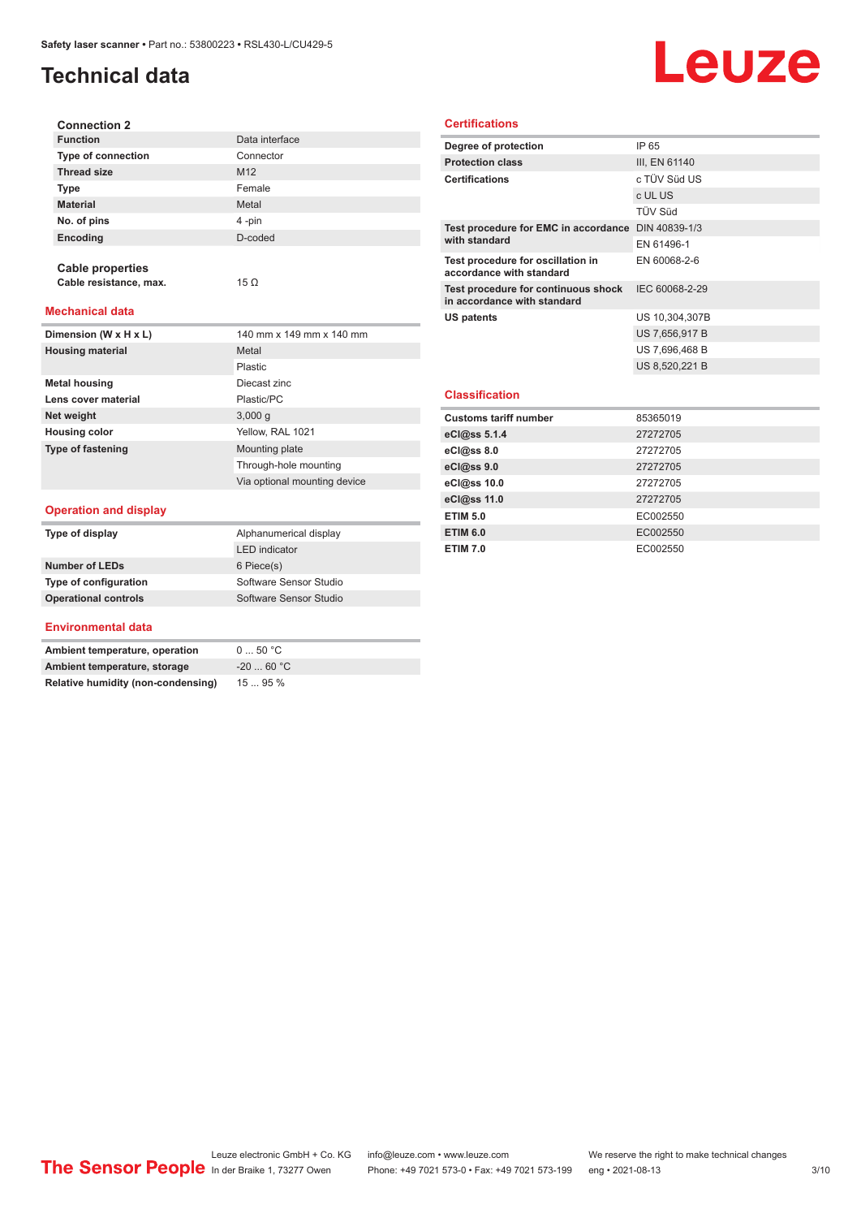# Technical data

### Connection 2

| | |
|---|---|
| **Function** | Data interface |
| **Type of connection** | Connector |
| **Thread size** | M12 |
| **Type** | Female |
| **Material** | Metal |
| **No. of pins** | 4 -pin |
| **Encoding** | D-coded |

### Cable properties

| | |
|---|---|
| **Cable resistance, max.** | 15 Ω |

## Mechanical data

| | |
|---|---|
| **Dimension (W x H x L)** | 140 mm x 149 mm x 140 mm |
| **Housing material** | Metal |
| | Plastic |
| **Metal housing** | Diecast zinc |
| **Lens cover material** | Plastic/PC |
| **Net weight** | 3,000 g |
| **Housing color** | Yellow, RAL 1021 |
| **Type of fastening** | Mounting plate |
| | Through-hole mounting |
| | Via optional mounting device |

## Operation and display

| | |
|---|---|
| **Type of display** | Alphanumerical display |
| | LED indicator |
| **Number of LEDs** | 6 Piece(s) |
| **Type of configuration** | Software Sensor Studio |
| **Operational controls** | Software Sensor Studio |

## Environmental data

| | |
|---|---|
| **Ambient temperature, operation** | 0 ... 50 °C |
| **Ambient temperature, storage** | -20 ... 60 °C |
| **Relative humidity (non-condensing)** | 15 ... 95 % |

## Certifications

| | |
|---|---|
| **Degree of protection** | IP 65 |
| **Protection class** | III, EN 61140 |
| **Certifications** | c TÜV Süd US |
| | c UL US |
| | TÜV Süd |
| **Test procedure for EMC in accordance with standard** | DIN 40839-1/3 |
| | EN 61496-1 |
| **Test procedure for oscillation in accordance with standard** | EN 60068-2-6 |
| **Test procedure for continuous shock in accordance with standard** | IEC 60068-2-29 |
| **US patents** | US 10,304,307B |
| | US 7,656,917 B |
| | US 7,696,468 B |
| | US 8,520,221 B |

## Classification

| | |
|---|---|
| **Customs tariff number** | 85365019 |
| **eCl@ss 5.1.4** | 27272705 |
| **eCl@ss 8.0** | 27272705 |
| **eCl@ss 9.0** | 27272705 |
| **eCl@ss 10.0** | 27272705 |
| **eCl@ss 11.0** | 27272705 |
| **ETIM 5.0** | EC002550 |
| **ETIM 6.0** | EC002550 |
| **ETIM 7.0** | EC002550 |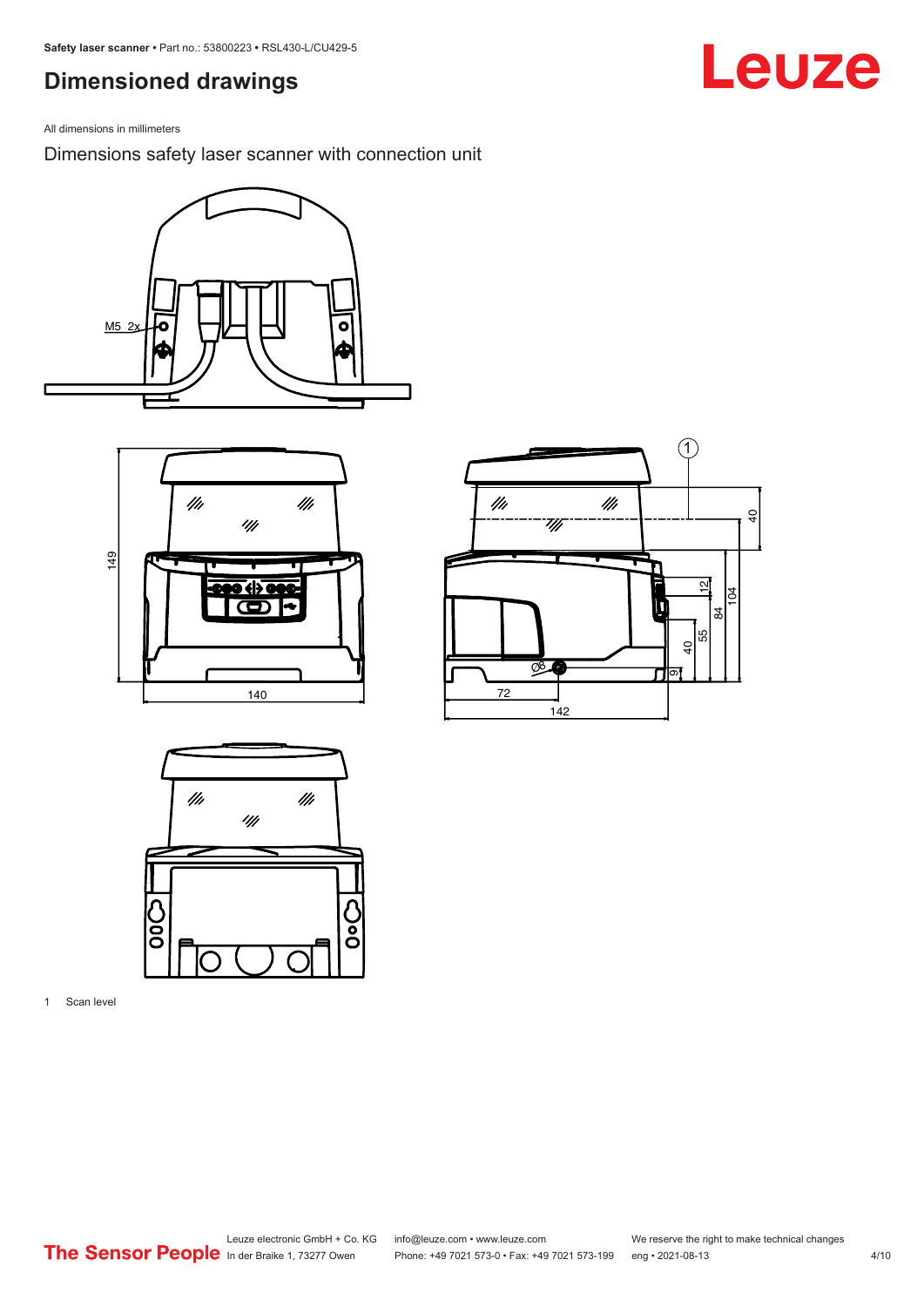## Dimensioned drawings

All dimensions in millimeters

Dimensions safety laser scanner with connection unit

1 Scan level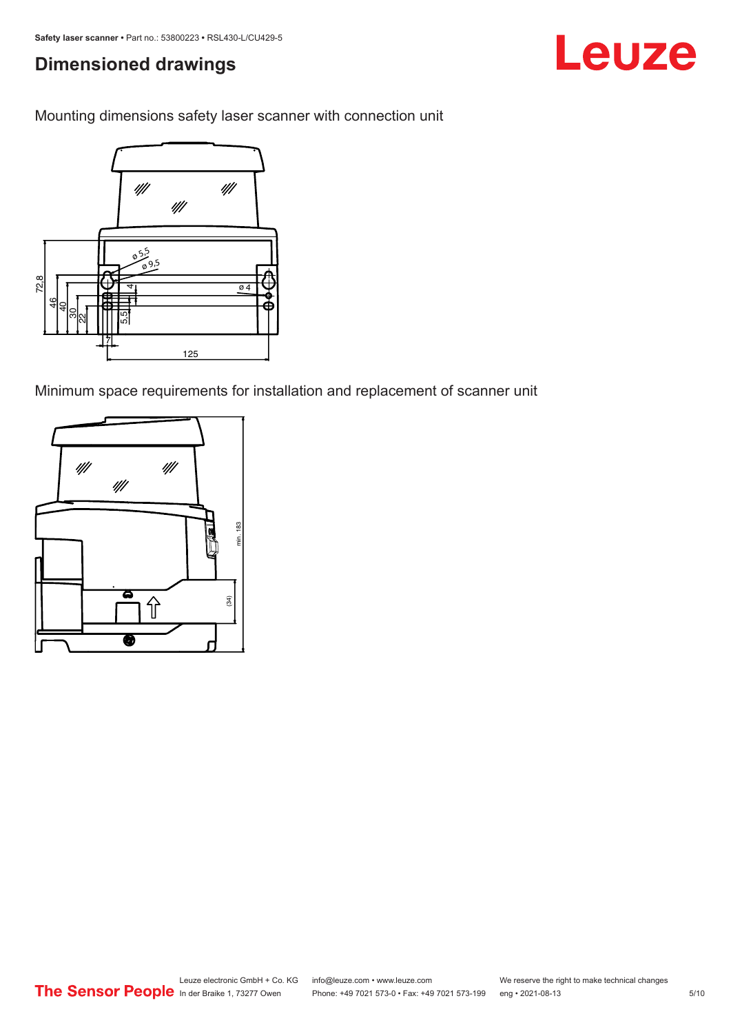## Dimensioned drawings

Mounting dimensions safety laser scanner with connection unit

Minimum space requirements for installation and replacement of scanner unit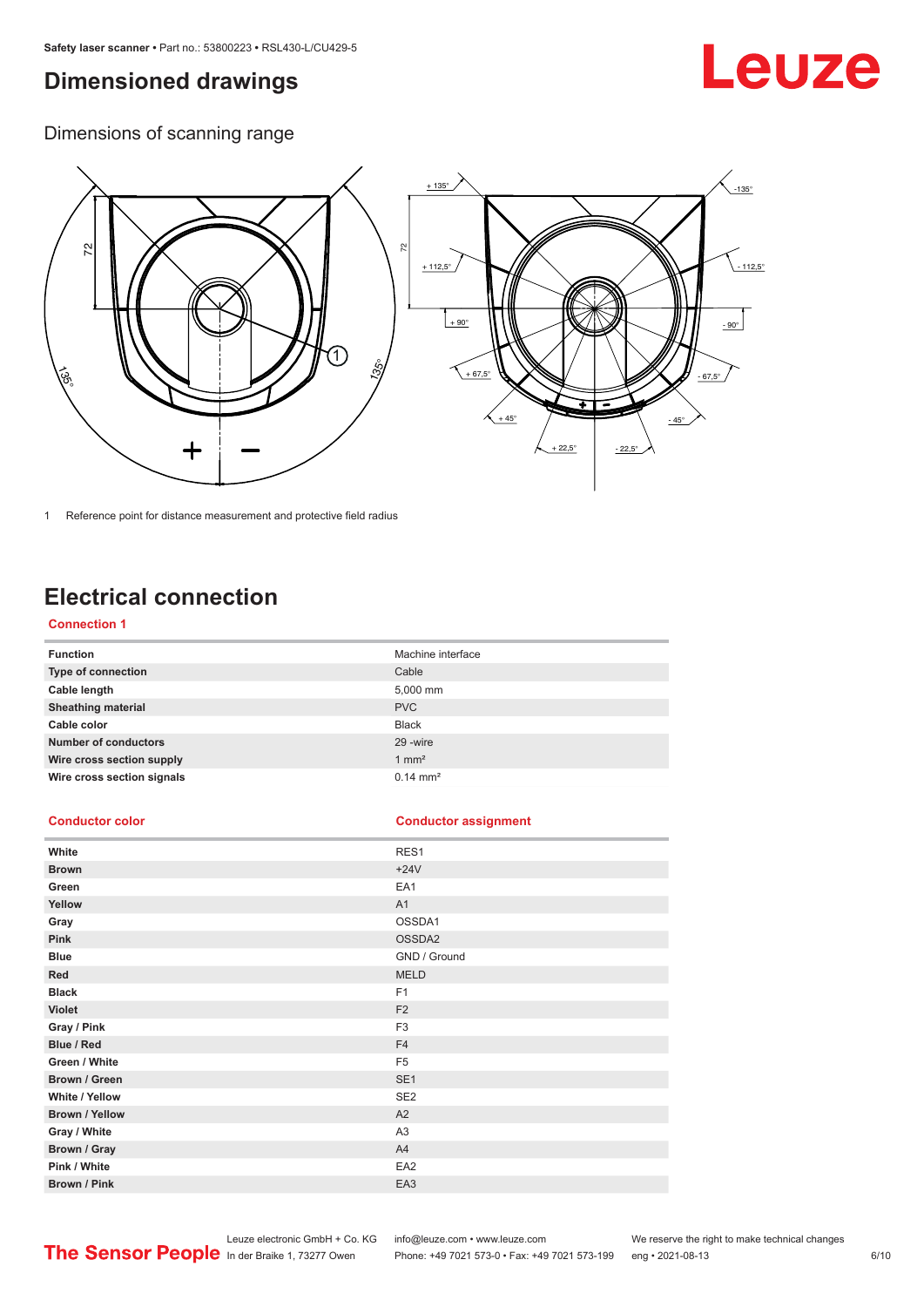# Dimensioned drawings

## Dimensions of scanning range

1 Reference point for distance measurement and protective field radius

# Electrical connection

### Connection 1

| Function | Machine interface |
|---|---|
| Type of connection | Cable |
| Cable length | 5,000 mm |
| Sheathing material | PVC |
| Cable color | Black |
| Number of conductors | 29 -wire |
| Wire cross section supply | 1 mm² |
| Wire cross section signals | 0.14 mm² |

| Conductor color | Conductor assignment |
|---|---|
| White | RES1 |
| Brown | +24V |
| Green | EA1 |
| Yellow | A1 |
| Gray | OSSDA1 |
| Pink | OSSDA2 |
| Blue | GND / Ground |
| Red | MELD |
| Black | F1 |
| Violet | F2 |
| Gray / Pink | F3 |
| Blue / Red | F4 |
| Green / White | F5 |
| Brown / Green | SE1 |
| White / Yellow | SE2 |
| Brown / Yellow | A2 |
| Gray / White | A3 |
| Brown / Gray | A4 |
| Pink / White | EA2 |
| Brown / Pink | EA3 |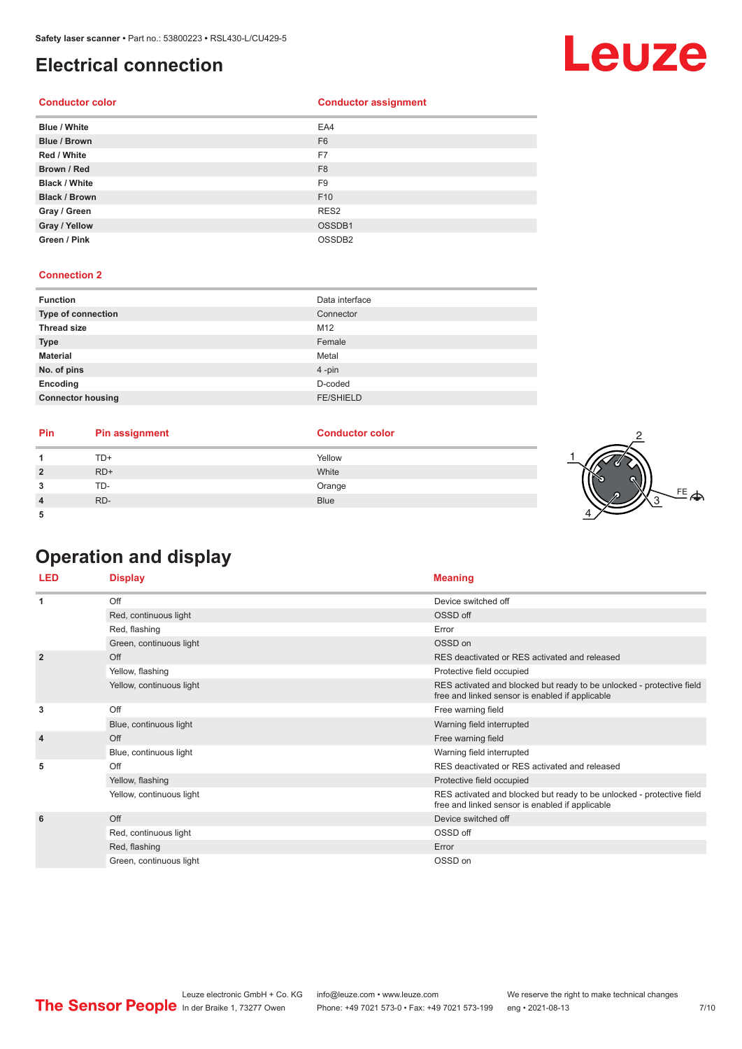# Electrical connection

| Conductor color | Conductor assignment |
|---|---|
| **Blue / White** | EA4 |
| **Blue / Brown** | F6 |
| **Red / White** | F7 |
| **Brown / Red** | F8 |
| **Black / White** | F9 |
| **Black / Brown** | F10 |
| **Gray / Green** | RES2 |
| **Gray / Yellow** | OSSDB1 |
| **Green / Pink** | OSSDB2 |

## Connection 2

| | |
|---|---|
| **Function** | Data interface |
| **Type of connection** | Connector |
| **Thread size** | M12 |
| **Type** | Female |
| **Material** | Metal |
| **No. of pins** | 4 -pin |
| **Encoding** | D-coded |
| **Connector housing** | FE/SHIELD |

| Pin | Pin assignment | Conductor color |
|---|---|---|
| **1** | TD+ | Yellow |
| **2** | RD+ | White |
| **3** | TD- | Orange |
| **4** | RD- | Blue |
| **5** | | |

# Operation and display

| LED | Display | Meaning |
|---|---|---|
| **1** | Off | Device switched off |
| | Red, continuous light | OSSD off |
| | Red, flashing | Error |
| | Green, continuous light | OSSD on |
| **2** | Off | RES deactivated or RES activated and released |
| | Yellow, flashing | Protective field occupied |
| | Yellow, continuous light | RES activated and blocked but ready to be unlocked - protective field free and linked sensor is enabled if applicable |
| **3** | Off | Free warning field |
| | Blue, continuous light | Warning field interrupted |
| **4** | Off | Free warning field |
| | Blue, continuous light | Warning field interrupted |
| **5** | Off | RES deactivated or RES activated and released |
| | Yellow, flashing | Protective field occupied |
| | Yellow, continuous light | RES activated and blocked but ready to be unlocked - protective field free and linked sensor is enabled if applicable |
| **6** | Off | Device switched off |
| | Red, continuous light | OSSD off |
| | Red, flashing | Error |
| | Green, continuous light | OSSD on |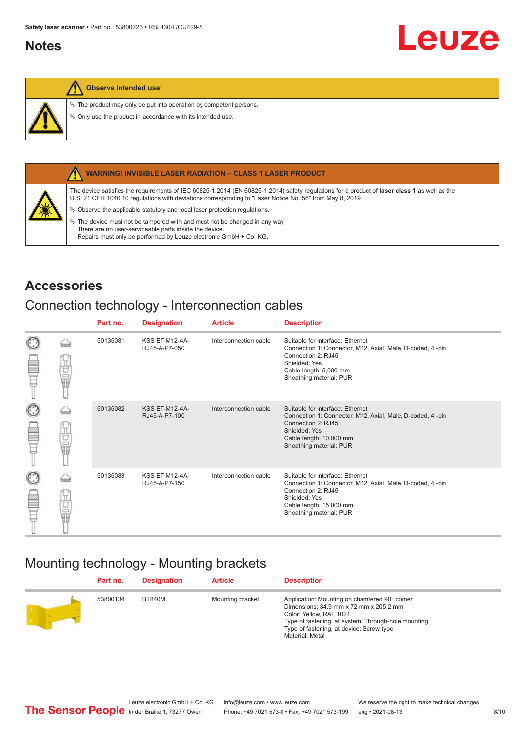## Notes

| Observe intended use! |
|---|
| ✎ The product may only be put into operation by competent persons.<br>✎ Only use the product in accordance with its intended use. |

| WARNING! INVISIBLE LASER RADIATION – CLASS 1 LASER PRODUCT |
|---|
| The device satisfies the requirements of IEC 60825-1:2014 (EN 60825-1:2014) safety regulations for a product of **laser class 1** as well as the U.S. 21 CFR 1040.10 regulations with deviations corresponding to "Laser Notice No. 56" from May 8, 2019.<br>✎ Observe the applicable statutory and local laser protection regulations.<br>✎ The device must not be tampered with and must not be changed in any way. There are no user-serviceable parts inside the device. Repairs must only be performed by Leuze electronic GmbH + Co. KG. |

# Accessories

## Connection technology - Interconnection cables

| Part no. | Designation | Article | Description |
|---|---|---|---|
| 50135081 | KSS ET-M12-4A-RJ45-A-P7-050 | Interconnection cable | Suitable for interface: Ethernet<br>Connection 1: Connector, M12, Axial, Male, D-coded, 4 -pin<br>Connection 2: RJ45<br>Shielded: Yes<br>Cable length: 5,000 mm<br>Sheathing material: PUR |
| 50135082 | KSS ET-M12-4A-RJ45-A-P7-100 | Interconnection cable | Suitable for interface: Ethernet<br>Connection 1: Connector, M12, Axial, Male, D-coded, 4 -pin<br>Connection 2: RJ45<br>Shielded: Yes<br>Cable length: 10,000 mm<br>Sheathing material: PUR |
| 50135083 | KSS ET-M12-4A-RJ45-A-P7-150 | Interconnection cable | Suitable for interface: Ethernet<br>Connection 1: Connector, M12, Axial, Male, D-coded, 4 -pin<br>Connection 2: RJ45<br>Shielded: Yes<br>Cable length: 15,000 mm<br>Sheathing material: PUR |

## Mounting technology - Mounting brackets

| Part no. | Designation | Article | Description |
|---|---|---|---|
| 53800134 | BT840M | Mounting bracket | Application: Mounting on chamfered 90° corner<br>Dimensions: 84.9 mm x 72 mm x 205.2 mm<br>Color: Yellow, RAL 1021<br>Type of fastening, at system: Through-hole mounting<br>Type of fastening, at device: Screw type<br>Material: Metal |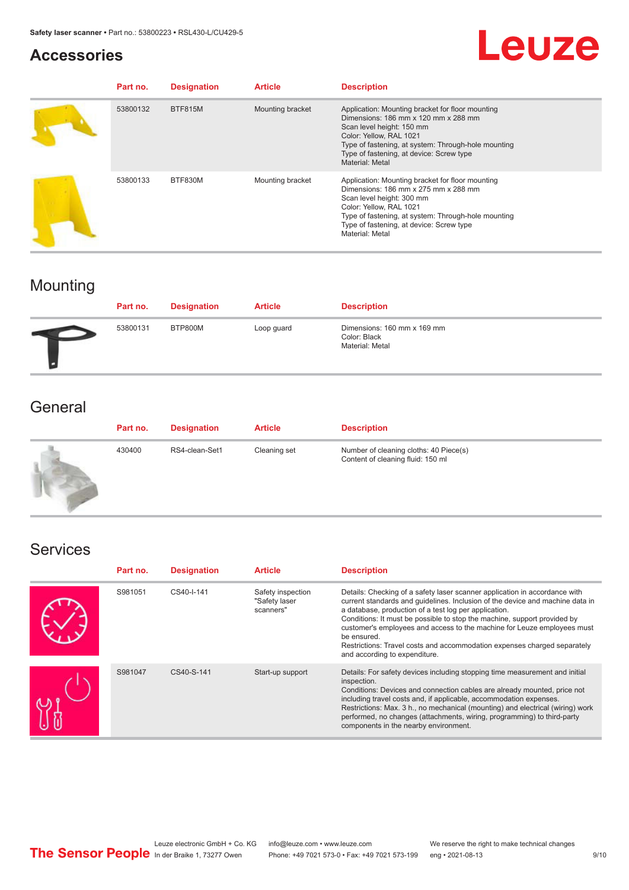## Accessories

| Part no. | Designation | Article | Description |
|---|---|---|---|
| 53800132 | BTF815M | Mounting bracket | Application: Mounting bracket for floor mounting<br>Dimensions: 186 mm x 120 mm x 288 mm<br>Scan level height: 150 mm<br>Color: Yellow, RAL 1021<br>Type of fastening, at system: Through-hole mounting<br>Type of fastening, at device: Screw type<br>Material: Metal |
| 53800133 | BTF830M | Mounting bracket | Application: Mounting bracket for floor mounting<br>Dimensions: 186 mm x 275 mm x 288 mm<br>Scan level height: 300 mm<br>Color: Yellow, RAL 1021<br>Type of fastening, at system: Through-hole mounting<br>Type of fastening, at device: Screw type<br>Material: Metal |

## Mounting

| Part no. | Designation | Article | Description |
|---|---|---|---|
| 53800131 | BTP800M | Loop guard | Dimensions: 160 mm x 169 mm<br>Color: Black<br>Material: Metal |

## General

| Part no. | Designation | Article | Description |
|---|---|---|---|
| 430400 | RS4-clean-Set1 | Cleaning set | Number of cleaning cloths: 40 Piece(s)<br>Content of cleaning fluid: 150 ml |

## Services

| Part no. | Designation | Article | Description |
|---|---|---|---|
| S981051 | CS40-I-141 | Safety inspection "Safety laser scanners" | Details: Checking of a safety laser scanner application in accordance with current standards and guidelines. Inclusion of the device and machine data in a database, production of a test log per application.<br>Conditions: It must be possible to stop the machine, support provided by customer's employees and access to the machine for Leuze employees must be ensured.<br>Restrictions: Travel costs and accommodation expenses charged separately and according to expenditure. |
| S981047 | CS40-S-141 | Start-up support | Details: For safety devices including stopping time measurement and initial inspection.<br>Conditions: Devices and connection cables are already mounted, price not including travel costs and, if applicable, accommodation expenses.<br>Restrictions: Max. 3 h., no mechanical (mounting) and electrical (wiring) work performed, no changes (attachments, wiring, programming) to third-party components in the nearby environment. |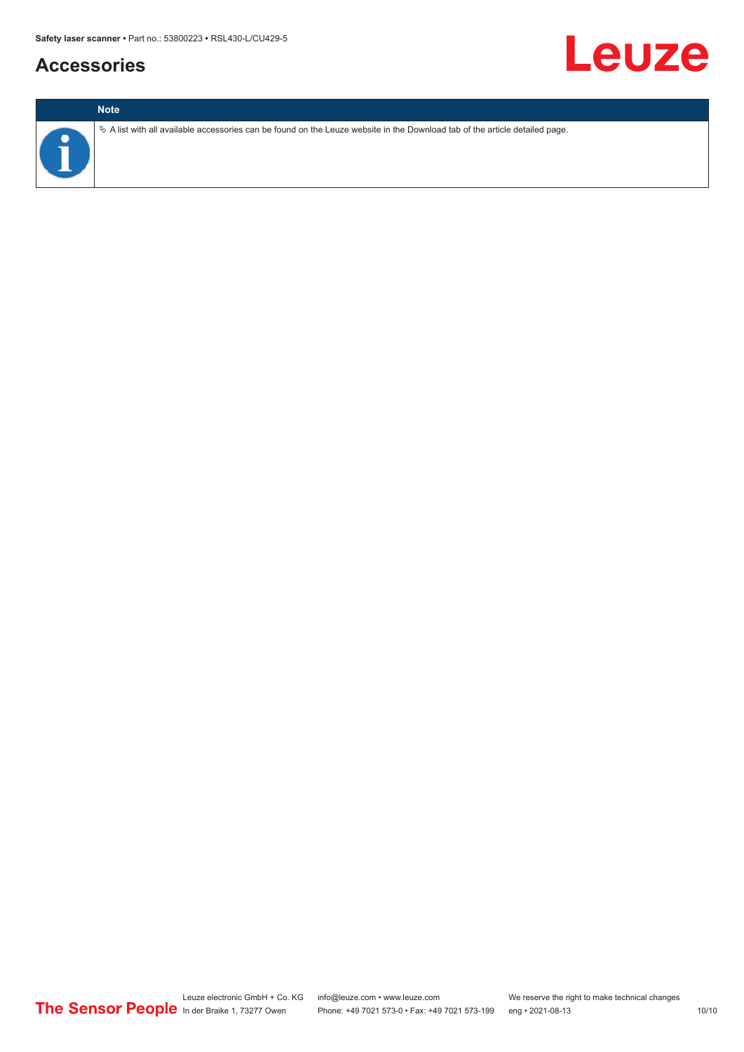## Accessories

| | Note |
|---|---|
| | ✎ A list with all available accessories can be found on the Leuze website in the Download tab of the article detailed page. |